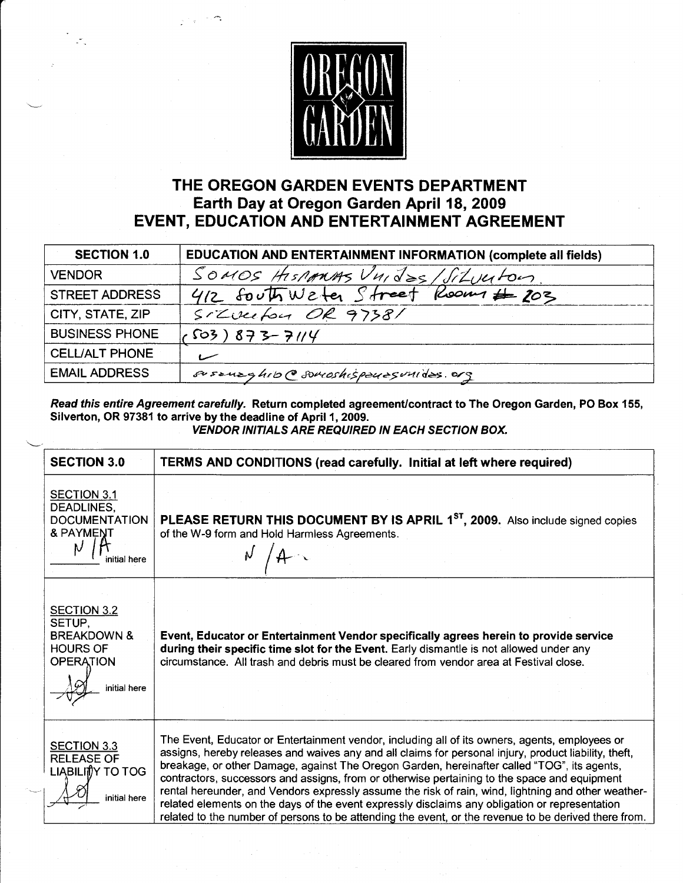OREGON GARDEN

# THE OREGON GARDEN EVENTS DEPARTMENT
## Earth Day at Oregon Garden April 18, 2009
## EVENT, EDUCATION AND ENTERTAINMENT AGREEMENT

| SECTION 1.0 | EDUCATION AND ENTERTAINMENT INFORMATION (complete all fields) |
|---|---|
| VENDOR | Somos Hispanas Unidas / Silverton |
| STREET ADDRESS | 412 South Water Street Room # 203 |
| CITY, STATE, ZIP | Silverton OR 97381 |
| BUSINESS PHONE | (503) 873-7114 |
| CELL/ALT PHONE | ✓ |
| EMAIL ADDRESS | susanzghib@somoshispanasunidas.org |

***Read this entire Agreement carefully.*** **Return completed agreement/contract to The Oregon Garden, PO Box 155, Silverton, OR 97381 to arrive by the deadline of April 1, 2009.**

***VENDOR INITIALS ARE REQUIRED IN EACH SECTION BOX.***

| SECTION 3.0 | TERMS AND CONDITIONS (read carefully. Initial at left where required) |
|---|---|
| SECTION 3.1 DEADLINES, DOCUMENTATION & PAYMENT<br>N/A initial here | **PLEASE RETURN THIS DOCUMENT BY IS APRIL 1ST, 2009.** Also include signed copies of the W-9 form and Hold Harmless Agreements.<br>N/A. |
| SECTION 3.2 SETUP, BREAKDOWN & HOURS OF OPERATION<br>[initials] initial here | **Event, Educator or Entertainment Vendor specifically agrees herein to provide service during their specific time slot for the Event.** Early dismantle is not allowed under any circumstance. All trash and debris must be cleared from vendor area at Festival close. |
| SECTION 3.3 RELEASE OF LIABILITY TO TOG<br>[initials] initial here | The Event, Educator or Entertainment vendor, including all of its owners, agents, employees or assigns, hereby releases and waives any and all claims for personal injury, product liability, theft, breakage, or other Damage, against The Oregon Garden, hereinafter called "TOG", its agents, contractors, successors and assigns, from or otherwise pertaining to the space and equipment rental hereunder, and Vendors expressly assume the risk of rain, wind, lightning and other weather-related elements on the days of the event expressly disclaims any obligation or representation related to the number of persons to be attending the event, or the revenue to be derived there from. |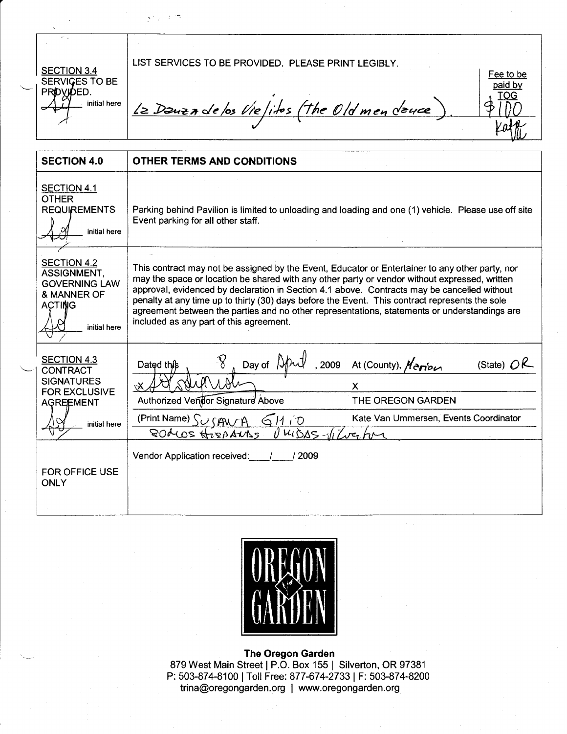| | | |
|---|---|---|
| SECTION 3.4 SERVICES TO BE PROVIDED. initial here | LIST SERVICES TO BE PROVIDED. PLEASE PRINT LEGIBLY. La Danza de los Viejitos (The Old men dance). | Fee to be paid by TOG $100 Katie |

| SECTION 4.0 | OTHER TERMS AND CONDITIONS |
|---|---|
| SECTION 4.1 OTHER REQUIREMENTS initial here | Parking behind Pavilion is limited to unloading and loading and one (1) vehicle. Please use off site Event parking for all other staff. |
| SECTION 4.2 ASSIGNMENT, GOVERNING LAW & MANNER OF ACTING initial here | This contract may not be assigned by the Event, Educator or Entertainer to any other party, nor may the space or location be shared with any other party or vendor without expressed, written approval, evidenced by declaration in Section 4.1 above. Contracts may be cancelled without penalty at any time up to thirty (30) days before the Event. This contract represents the sole agreement between the parties and no other representations, statements or understandings are included as any part of this agreement. |
| SECTION 4.3 CONTRACT SIGNATURES FOR EXCLUSIVE AGREEMENT initial here | Dated this 8 Day of April, 2009 At (County), Marion (State) OR<br>x [signature] — Authorized Vendor Signature Above<br>(Print Name) Susana Ghio<br>Bailes Hispanos Unidas - Silverton<br>x — THE OREGON GARDEN<br>Kate Van Ummersen, Events Coordinator |
| FOR OFFICE USE ONLY | Vendor Application received: \_\_\_\_/\_\_\_\_/ 2009 |

OREGON GARDEN

**The Oregon Garden**
879 West Main Street | P.O. Box 155 | Silverton, OR 97381
P: 503-874-8100 | Toll Free: 877-674-2733 | F: 503-874-8200
trina@oregongarden.org | www.oregongarden.org